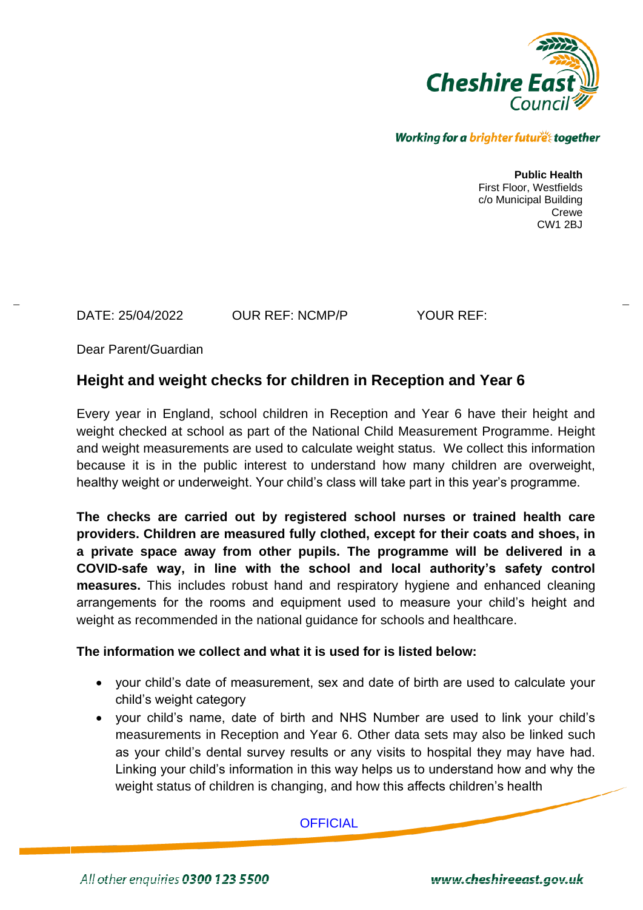**Public Health**
First Floor, Westfields
c/o Municipal Building
Crewe
CW1 2BJ

DATE: 25/04/2022 OUR REF: NCMP/P YOUR REF:

Dear Parent/Guardian

## Height and weight checks for children in Reception and Year 6

Every year in England, school children in Reception and Year 6 have their height and weight checked at school as part of the National Child Measurement Programme. Height and weight measurements are used to calculate weight status. We collect this information because it is in the public interest to understand how many children are overweight, healthy weight or underweight. Your child's class will take part in this year's programme.

**The checks are carried out by registered school nurses or trained health care providers. Children are measured fully clothed, except for their coats and shoes, in a private space away from other pupils. The programme will be delivered in a COVID-safe way, in line with the school and local authority's safety control measures.** This includes robust hand and respiratory hygiene and enhanced cleaning arrangements for the rooms and equipment used to measure your child's height and weight as recommended in the national guidance for schools and healthcare.

**The information we collect and what it is used for is listed below:**

- your child's date of measurement, sex and date of birth are used to calculate your child's weight category
- your child's name, date of birth and NHS Number are used to link your child's measurements in Reception and Year 6. Other data sets may also be linked such as your child's dental survey results or any visits to hospital they may have had. Linking your child's information in this way helps us to understand how and why the weight status of children is changing, and how this affects children's health

OFFICIAL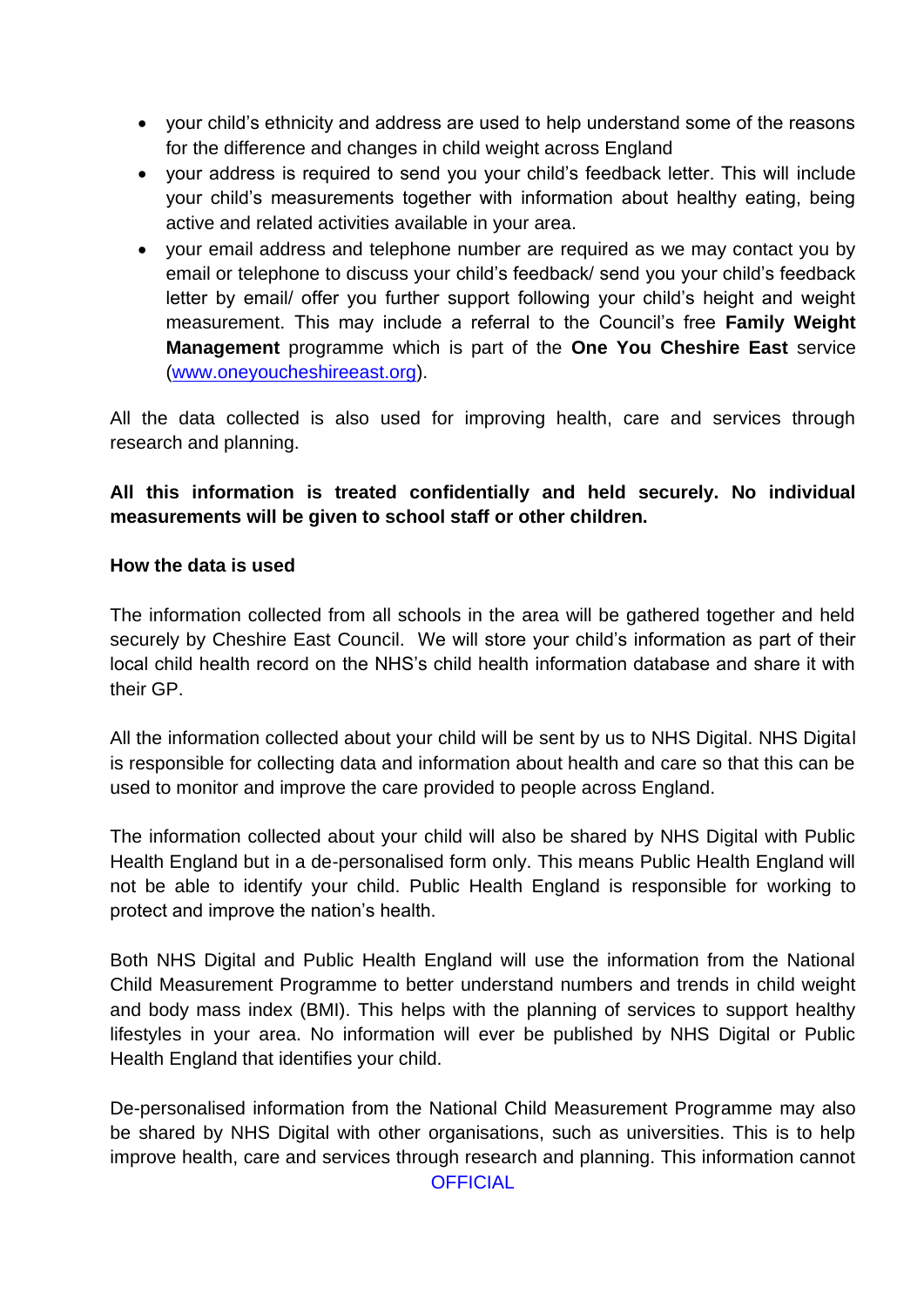- your child's ethnicity and address are used to help understand some of the reasons for the difference and changes in child weight across England
- your address is required to send you your child's feedback letter. This will include your child's measurements together with information about healthy eating, being active and related activities available in your area.
- your email address and telephone number are required as we may contact you by email or telephone to discuss your child's feedback/ send you your child's feedback letter by email/ offer you further support following your child's height and weight measurement. This may include a referral to the Council's free **Family Weight Management** programme which is part of the **One You Cheshire East** service ([www.oneyoucheshireeast.org](www.oneyoucheshireeast.org)).

All the data collected is also used for improving health, care and services through research and planning.

**All this information is treated confidentially and held securely. No individual measurements will be given to school staff or other children.**

**How the data is used**

The information collected from all schools in the area will be gathered together and held securely by Cheshire East Council. We will store your child's information as part of their local child health record on the NHS's child health information database and share it with their GP.

All the information collected about your child will be sent by us to NHS Digital. NHS Digital is responsible for collecting data and information about health and care so that this can be used to monitor and improve the care provided to people across England.

The information collected about your child will also be shared by NHS Digital with Public Health England but in a de-personalised form only. This means Public Health England will not be able to identify your child. Public Health England is responsible for working to protect and improve the nation's health.

Both NHS Digital and Public Health England will use the information from the National Child Measurement Programme to better understand numbers and trends in child weight and body mass index (BMI). This helps with the planning of services to support healthy lifestyles in your area. No information will ever be published by NHS Digital or Public Health England that identifies your child.

De-personalised information from the National Child Measurement Programme may also be shared by NHS Digital with other organisations, such as universities. This is to help improve health, care and services through research and planning. This information cannot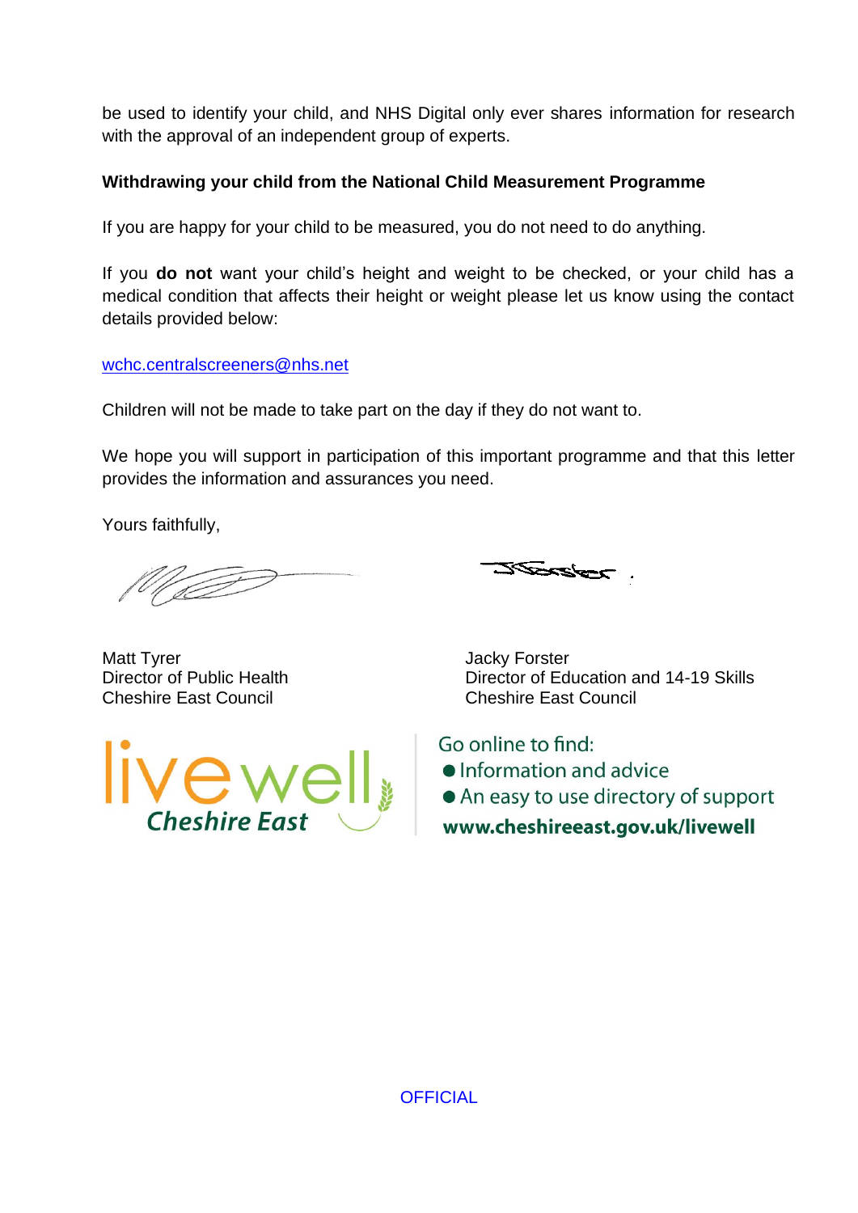be used to identify your child, and NHS Digital only ever shares information for research with the approval of an independent group of experts.

**Withdrawing your child from the National Child Measurement Programme**

If you are happy for your child to be measured, you do not need to do anything.

If you **do not** want your child's height and weight to be checked, or your child has a medical condition that affects their height or weight please let us know using the contact details provided below:

wchc.centralscreeners@nhs.net

Children will not be made to take part on the day if they do not want to.

We hope you will support in participation of this important programme and that this letter provides the information and assurances you need.

Yours faithfully,

Matt Tyrer
Director of Public Health
Cheshire East Council

Jacky Forster
Director of Education and 14-19 Skills
Cheshire East Council

livewell Cheshire East

Go online to find:

- Information and advice
- An easy to use directory of support

**www.cheshireeast.gov.uk/livewell**

OFFICIAL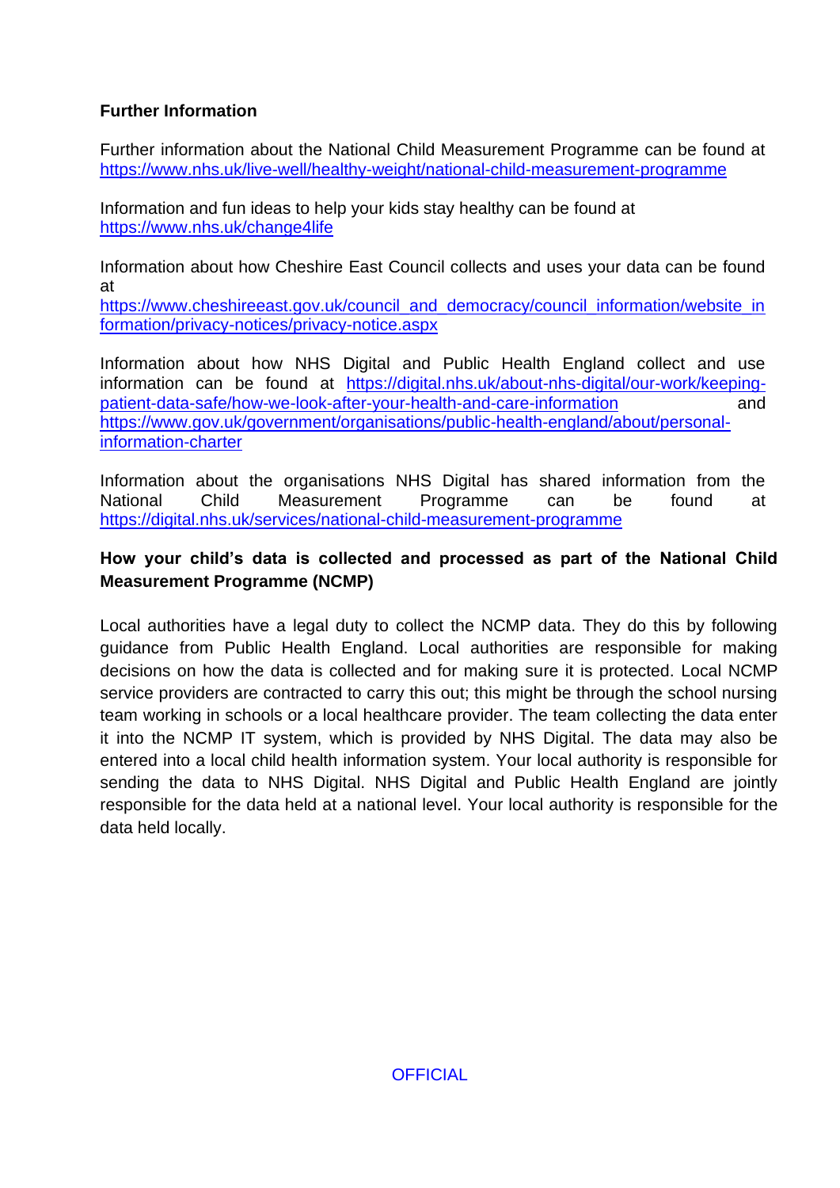**Further Information**

Further information about the National Child Measurement Programme can be found at https://www.nhs.uk/live-well/healthy-weight/national-child-measurement-programme

Information and fun ideas to help your kids stay healthy can be found at https://www.nhs.uk/change4life

Information about how Cheshire East Council collects and uses your data can be found at https://www.cheshireeast.gov.uk/council_and_democracy/council_information/website_information/privacy-notices/privacy-notice.aspx

Information about how NHS Digital and Public Health England collect and use information can be found at https://digital.nhs.uk/about-nhs-digital/our-work/keeping-patient-data-safe/how-we-look-after-your-health-and-care-information and https://www.gov.uk/government/organisations/public-health-england/about/personal-information-charter

Information about the organisations NHS Digital has shared information from the National Child Measurement Programme can be found at https://digital.nhs.uk/services/national-child-measurement-programme

**How your child's data is collected and processed as part of the National Child Measurement Programme (NCMP)**

Local authorities have a legal duty to collect the NCMP data. They do this by following guidance from Public Health England. Local authorities are responsible for making decisions on how the data is collected and for making sure it is protected. Local NCMP service providers are contracted to carry this out; this might be through the school nursing team working in schools or a local healthcare provider. The team collecting the data enter it into the NCMP IT system, which is provided by NHS Digital. The data may also be entered into a local child health information system. Your local authority is responsible for sending the data to NHS Digital. NHS Digital and Public Health England are jointly responsible for the data held at a national level. Your local authority is responsible for the data held locally.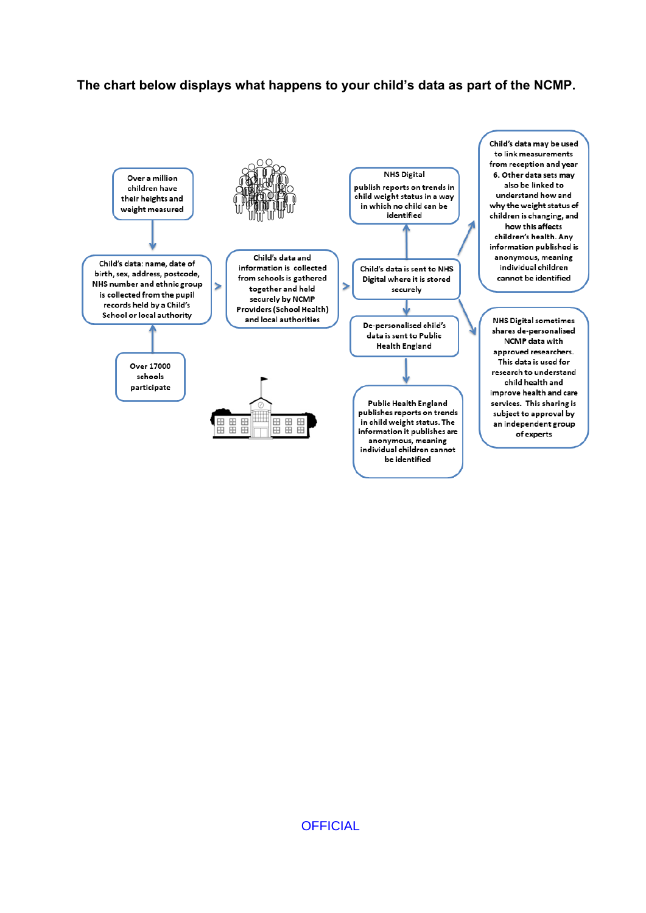**The chart below displays what happens to your child's data as part of the NCMP.**

Over a million children have their heights and weight measured

Child's data: name, date of birth, sex, address, postcode, NHS number and ethnic group is collected from the pupil records held by a Child's School or local authority

Over 17000 schools participate

Child's data and information is collected from schools is gathered together and held securely by NCMP Providers (School Health) and local authorities

Child's data is sent to NHS Digital where it is stored securely

NHS Digital publish reports on trends in child weight status in a way in which no child can be identified

De-personalised child's data is sent to Public Health England

Public Health England publishes reports on trends in child weight status. The information it publishes are anonymous, meaning individual children cannot be identified

Child's data may be used to link measurements from reception and year 6. Other data sets may also be linked to understand how and why the weight status of children is changing, and how this affects children's health. Any information published is anonymous, meaning individual children cannot be identified

NHS Digital sometimes shares de-personalised NCMP data with approved researchers. This data is used for research to understand child health and improve health and care services. This sharing is subject to approval by an independent group of experts

OFFICIAL